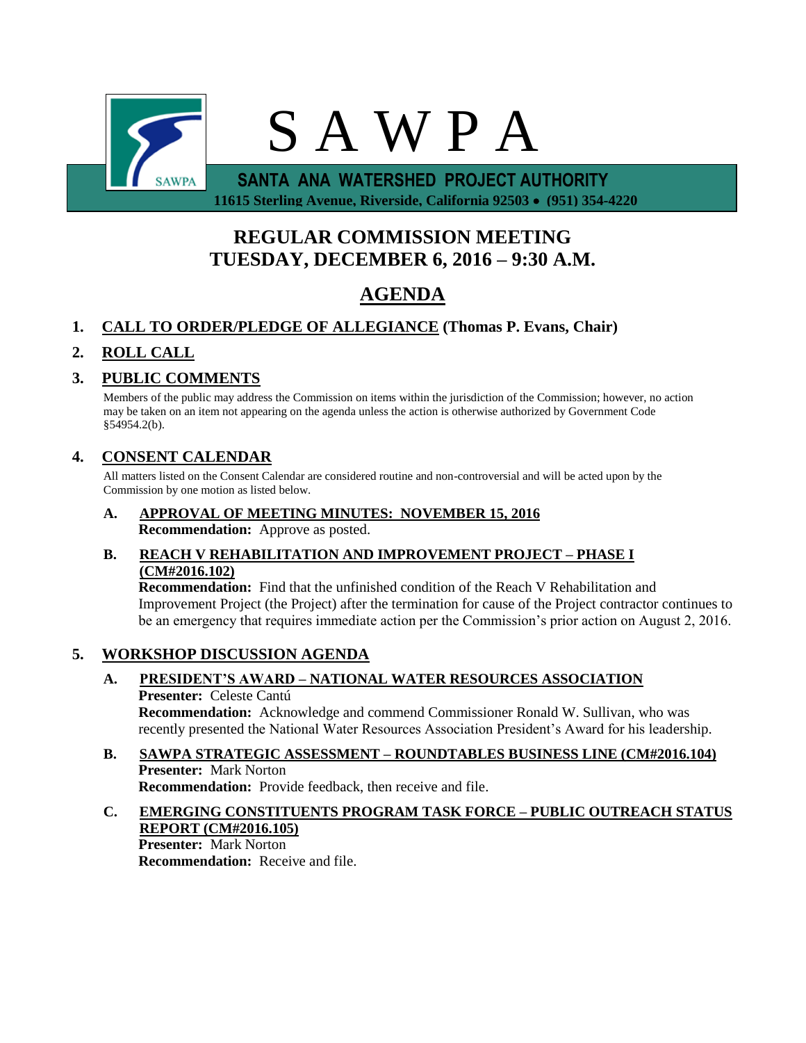# S A W P A

**SANTA ANA WATERSHED PROJECT AUTHORITY**

**11615 Sterling Avenue, Riverside, California 92503 • (951) 354-4220**

## REGULAR COMMISSION MEETING
## TUESDAY, DECEMBER 6, 2016 – 9:30 A.M.

# AGENDA

**1. CALL TO ORDER/PLEDGE OF ALLEGIANCE (Thomas P. Evans, Chair)**

**2. ROLL CALL**

**3. PUBLIC COMMENTS**

Members of the public may address the Commission on items within the jurisdiction of the Commission; however, no action may be taken on an item not appearing on the agenda unless the action is otherwise authorized by Government Code §54954.2(b).

**4. CONSENT CALENDAR**

All matters listed on the Consent Calendar are considered routine and non-controversial and will be acted upon by the Commission by one motion as listed below.

**A. APPROVAL OF MEETING MINUTES: NOVEMBER 15, 2016**
**Recommendation:** Approve as posted.

**B. REACH V REHABILITATION AND IMPROVEMENT PROJECT – PHASE I (CM#2016.102)**
**Recommendation:** Find that the unfinished condition of the Reach V Rehabilitation and Improvement Project (the Project) after the termination for cause of the Project contractor continues to be an emergency that requires immediate action per the Commission's prior action on August 2, 2016.

**5. WORKSHOP DISCUSSION AGENDA**

**A. PRESIDENT'S AWARD – NATIONAL WATER RESOURCES ASSOCIATION**
**Presenter:** Celeste Cantú
**Recommendation:** Acknowledge and commend Commissioner Ronald W. Sullivan, who was recently presented the National Water Resources Association President's Award for his leadership.

**B. SAWPA STRATEGIC ASSESSMENT – ROUNDTABLES BUSINESS LINE (CM#2016.104)**
**Presenter:** Mark Norton
**Recommendation:** Provide feedback, then receive and file.

**C. EMERGING CONSTITUENTS PROGRAM TASK FORCE – PUBLIC OUTREACH STATUS REPORT (CM#2016.105)**
**Presenter:** Mark Norton
**Recommendation:** Receive and file.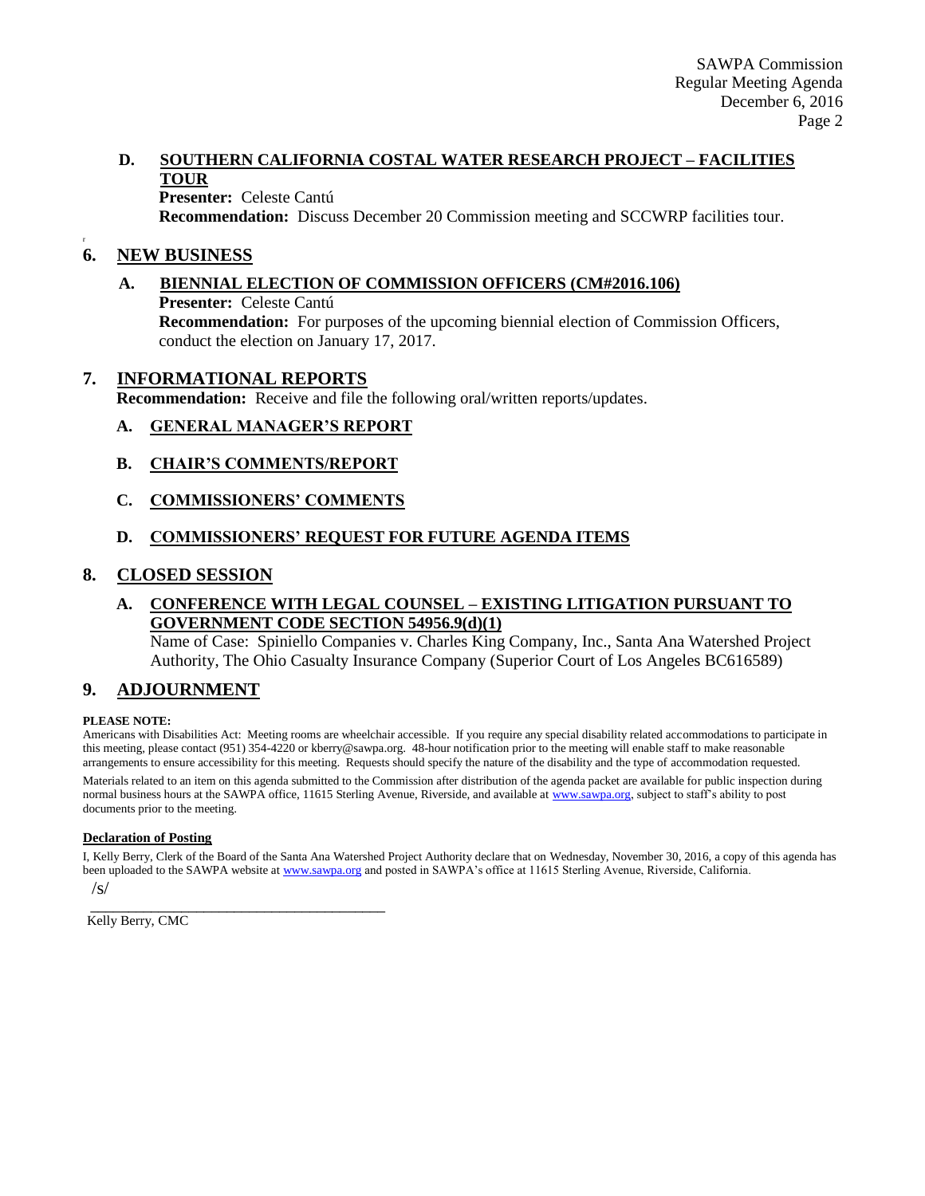**D. SOUTHERN CALIFORNIA COSTAL WATER RESEARCH PROJECT – FACILITIES TOUR**

**Presenter:** Celeste Cantú

**Recommendation:** Discuss December 20 Commission meeting and SCCWRP facilities tour.

## 6. NEW BUSINESS

**A. BIENNIAL ELECTION OF COMMISSION OFFICERS (CM#2016.106)**

**Presenter:** Celeste Cantú

**Recommendation:** For purposes of the upcoming biennial election of Commission Officers, conduct the election on January 17, 2017.

## 7. INFORMATIONAL REPORTS

**Recommendation:** Receive and file the following oral/written reports/updates.

**A. GENERAL MANAGER'S REPORT**

**B. CHAIR'S COMMENTS/REPORT**

**C. COMMISSIONERS' COMMENTS**

**D. COMMISSIONERS' REQUEST FOR FUTURE AGENDA ITEMS**

## 8. CLOSED SESSION

**A. CONFERENCE WITH LEGAL COUNSEL – EXISTING LITIGATION PURSUANT TO GOVERNMENT CODE SECTION 54956.9(d)(1)**

Name of Case: Spiniello Companies v. Charles King Company, Inc., Santa Ana Watershed Project Authority, The Ohio Casualty Insurance Company (Superior Court of Los Angeles BC616589)

## 9. ADJOURNMENT

**PLEASE NOTE:**

Americans with Disabilities Act: Meeting rooms are wheelchair accessible. If you require any special disability related accommodations to participate in this meeting, please contact (951) 354-4220 or kberry@sawpa.org. 48-hour notification prior to the meeting will enable staff to make reasonable arrangements to ensure accessibility for this meeting. Requests should specify the nature of the disability and the type of accommodation requested.

Materials related to an item on this agenda submitted to the Commission after distribution of the agenda packet are available for public inspection during normal business hours at the SAWPA office, 11615 Sterling Avenue, Riverside, and available at www.sawpa.org, subject to staff's ability to post documents prior to the meeting.

**Declaration of Posting**

I, Kelly Berry, Clerk of the Board of the Santa Ana Watershed Project Authority declare that on Wednesday, November 30, 2016, a copy of this agenda has been uploaded to the SAWPA website at www.sawpa.org and posted in SAWPA's office at 11615 Sterling Avenue, Riverside, California.

/s/

\_\_\_\_\_\_\_\_\_\_\_\_\_\_\_\_\_\_\_\_\_\_\_\_\_\_\_\_\_\_\_\_\_\_\_\_\_\_\_\_

Kelly Berry, CMC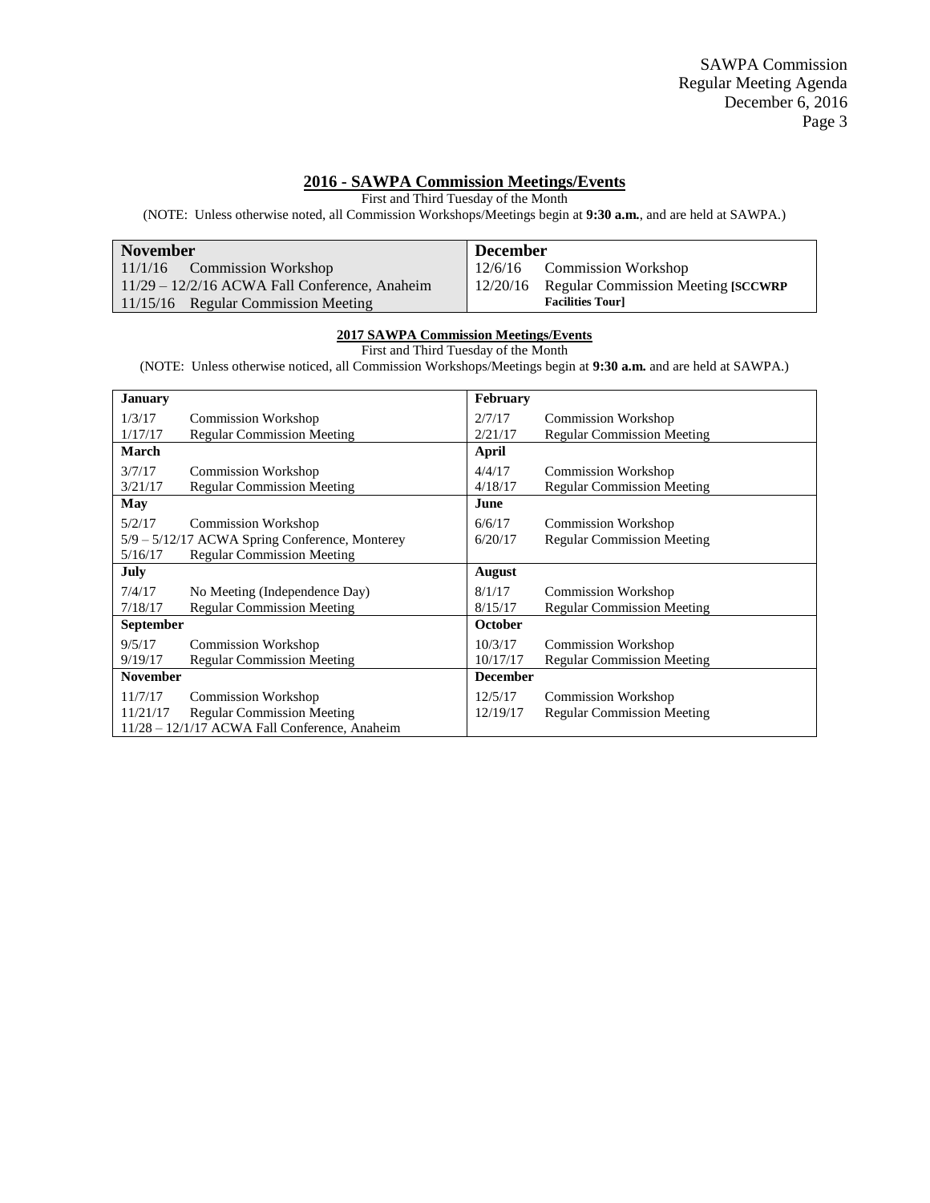## 2016 - SAWPA Commission Meetings/Events

First and Third Tuesday of the Month

(NOTE: Unless otherwise noted, all Commission Workshops/Meetings begin at **9:30 a.m.**, and are held at SAWPA.)

| **November** | **December** |
|---|---|
| 11/1/16 Commission Workshop | 12/6/16 Commission Workshop |
| 11/29 – 12/2/16 ACWA Fall Conference, Anaheim | 12/20/16 Regular Commission Meeting **[SCCWRP Facilities Tour]** |
| 11/15/16 Regular Commission Meeting | |

## 2017 SAWPA Commission Meetings/Events

First and Third Tuesday of the Month

(NOTE: Unless otherwise noticed, all Commission Workshops/Meetings begin at **9:30 a.m.** and are held at SAWPA.)

| | | | |
|---|---|---|---|
| **January** | | **February** | |
| 1/3/17 | Commission Workshop | 2/7/17 | Commission Workshop |
| 1/17/17 | Regular Commission Meeting | 2/21/17 | Regular Commission Meeting |
| **March** | | **April** | |
| 3/7/17 | Commission Workshop | 4/4/17 | Commission Workshop |
| 3/21/17 | Regular Commission Meeting | 4/18/17 | Regular Commission Meeting |
| **May** | | **June** | |
| 5/2/17 | Commission Workshop | 6/6/17 | Commission Workshop |
| 5/9 – 5/12/17 | ACWA Spring Conference, Monterey | 6/20/17 | Regular Commission Meeting |
| 5/16/17 | Regular Commission Meeting | | |
| **July** | | **August** | |
| 7/4/17 | No Meeting (Independence Day) | 8/1/17 | Commission Workshop |
| 7/18/17 | Regular Commission Meeting | 8/15/17 | Regular Commission Meeting |
| **September** | | **October** | |
| 9/5/17 | Commission Workshop | 10/3/17 | Commission Workshop |
| 9/19/17 | Regular Commission Meeting | 10/17/17 | Regular Commission Meeting |
| **November** | | **December** | |
| 11/7/17 | Commission Workshop | 12/5/17 | Commission Workshop |
| 11/21/17 | Regular Commission Meeting | 12/19/17 | Regular Commission Meeting |
| 11/28 – 12/1/17 | ACWA Fall Conference, Anaheim | | |